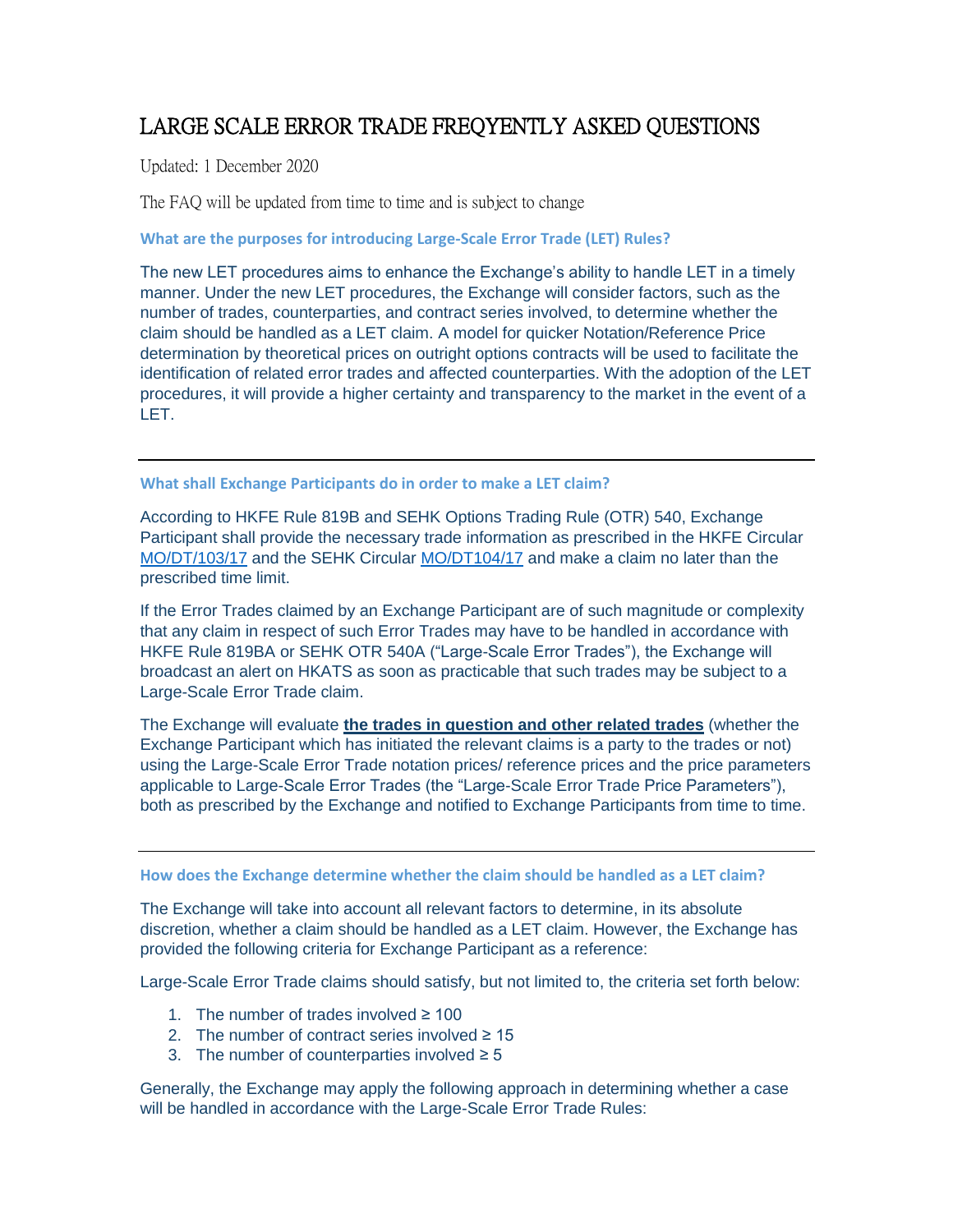# LARGE SCALE ERROR TRADE FREQYENTLY ASKED QUESTIONS

Updated: 1 December 2020

The FAQ will be updated from time to time and is subject to change

### What are the purposes for introducing Large-Scale Error Trade (LET) Rules?

The new LET procedures aims to enhance the Exchange's ability to handle LET in a timely manner. Under the new LET procedures, the Exchange will consider factors, such as the number of trades, counterparties, and contract series involved, to determine whether the claim should be handled as a LET claim. A model for quicker Notation/Reference Price determination by theoretical prices on outright options contracts will be used to facilitate the identification of related error trades and affected counterparties. With the adoption of the LET procedures, it will provide a higher certainty and transparency to the market in the event of a LET.

---

### What shall Exchange Participants do in order to make a LET claim?

According to HKFE Rule 819B and SEHK Options Trading Rule (OTR) 540, Exchange Participant shall provide the necessary trade information as prescribed in the HKFE Circular MO/DT/103/17 and the SEHK Circular MO/DT104/17 and make a claim no later than the prescribed time limit.

If the Error Trades claimed by an Exchange Participant are of such magnitude or complexity that any claim in respect of such Error Trades may have to be handled in accordance with HKFE Rule 819BA or SEHK OTR 540A ("Large-Scale Error Trades"), the Exchange will broadcast an alert on HKATS as soon as practicable that such trades may be subject to a Large-Scale Error Trade claim.

The Exchange will evaluate **the trades in question and other related trades** (whether the Exchange Participant which has initiated the relevant claims is a party to the trades or not) using the Large-Scale Error Trade notation prices/ reference prices and the price parameters applicable to Large-Scale Error Trades (the "Large-Scale Error Trade Price Parameters"), both as prescribed by the Exchange and notified to Exchange Participants from time to time.

---

### How does the Exchange determine whether the claim should be handled as a LET claim?

The Exchange will take into account all relevant factors to determine, in its absolute discretion, whether a claim should be handled as a LET claim. However, the Exchange has provided the following criteria for Exchange Participant as a reference:

Large-Scale Error Trade claims should satisfy, but not limited to, the criteria set forth below:

1. The number of trades involved ≥ 100
2. The number of contract series involved ≥ 15
3. The number of counterparties involved ≥ 5

Generally, the Exchange may apply the following approach in determining whether a case will be handled in accordance with the Large-Scale Error Trade Rules: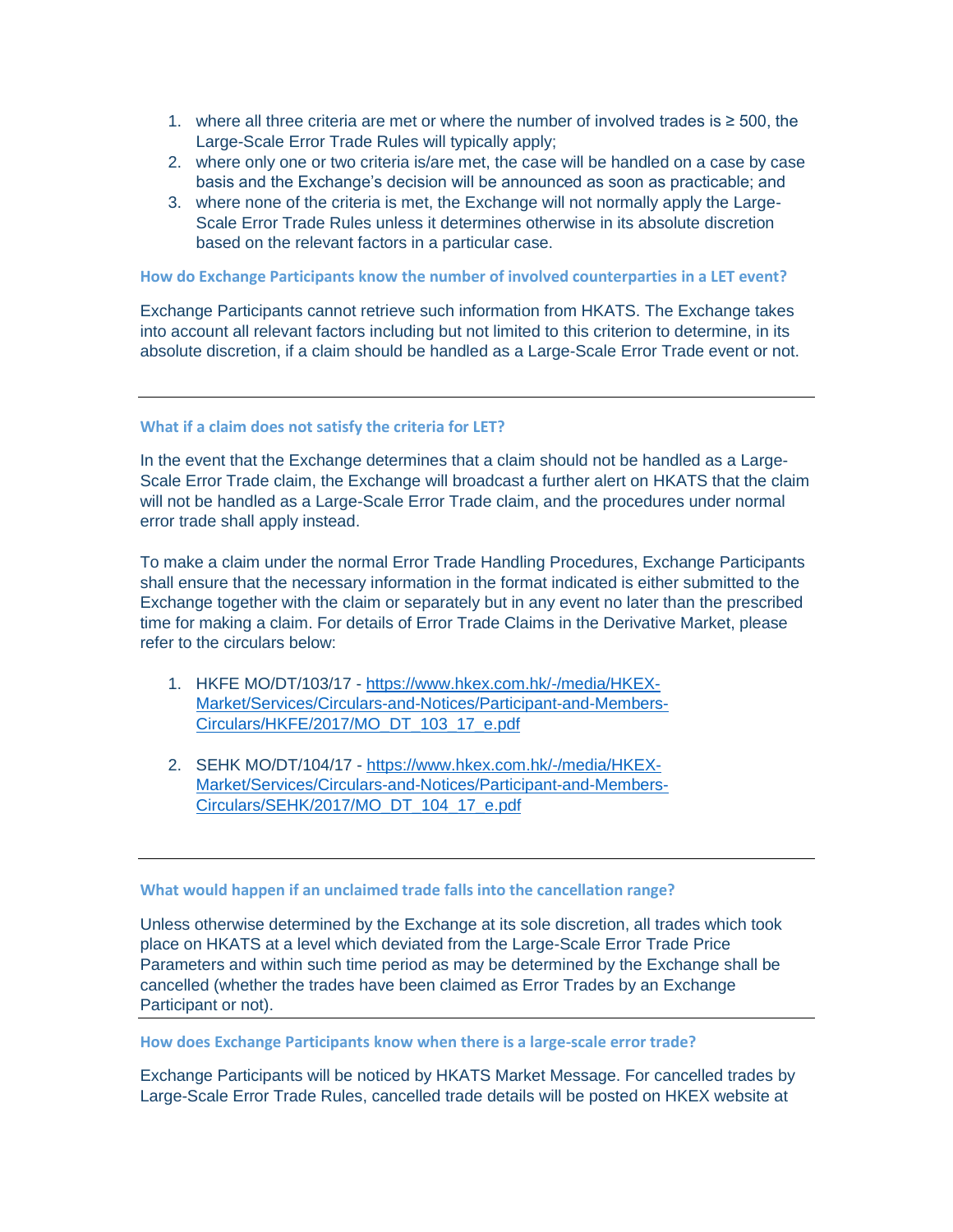1. where all three criteria are met or where the number of involved trades is ≥ 500, the Large-Scale Error Trade Rules will typically apply;
2. where only one or two criteria is/are met, the case will be handled on a case by case basis and the Exchange's decision will be announced as soon as practicable; and
3. where none of the criteria is met, the Exchange will not normally apply the Large-Scale Error Trade Rules unless it determines otherwise in its absolute discretion based on the relevant factors in a particular case.

#### How do Exchange Participants know the number of involved counterparties in a LET event?

Exchange Participants cannot retrieve such information from HKATS. The Exchange takes into account all relevant factors including but not limited to this criterion to determine, in its absolute discretion, if a claim should be handled as a Large-Scale Error Trade event or not.

---

#### What if a claim does not satisfy the criteria for LET?

In the event that the Exchange determines that a claim should not be handled as a Large-Scale Error Trade claim, the Exchange will broadcast a further alert on HKATS that the claim will not be handled as a Large-Scale Error Trade claim, and the procedures under normal error trade shall apply instead.

To make a claim under the normal Error Trade Handling Procedures, Exchange Participants shall ensure that the necessary information in the format indicated is either submitted to the Exchange together with the claim or separately but in any event no later than the prescribed time for making a claim. For details of Error Trade Claims in the Derivative Market, please refer to the circulars below:

1. HKFE MO/DT/103/17 - [https://www.hkex.com.hk/-/media/HKEX-Market/Services/Circulars-and-Notices/Participant-and-Members-Circulars/HKFE/2017/MO_DT_103_17_e.pdf](https://www.hkex.com.hk/-/media/HKEX-Market/Services/Circulars-and-Notices/Participant-and-Members-Circulars/HKFE/2017/MO_DT_103_17_e.pdf)

2. SEHK MO/DT/104/17 - [https://www.hkex.com.hk/-/media/HKEX-Market/Services/Circulars-and-Notices/Participant-and-Members-Circulars/SEHK/2017/MO_DT_104_17_e.pdf](https://www.hkex.com.hk/-/media/HKEX-Market/Services/Circulars-and-Notices/Participant-and-Members-Circulars/SEHK/2017/MO_DT_104_17_e.pdf)

---

#### What would happen if an unclaimed trade falls into the cancellation range?

Unless otherwise determined by the Exchange at its sole discretion, all trades which took place on HKATS at a level which deviated from the Large-Scale Error Trade Price Parameters and within such time period as may be determined by the Exchange shall be cancelled (whether the trades have been claimed as Error Trades by an Exchange Participant or not).

---

#### How does Exchange Participants know when there is a large-scale error trade?

Exchange Participants will be noticed by HKATS Market Message. For cancelled trades by Large-Scale Error Trade Rules, cancelled trade details will be posted on HKEX website at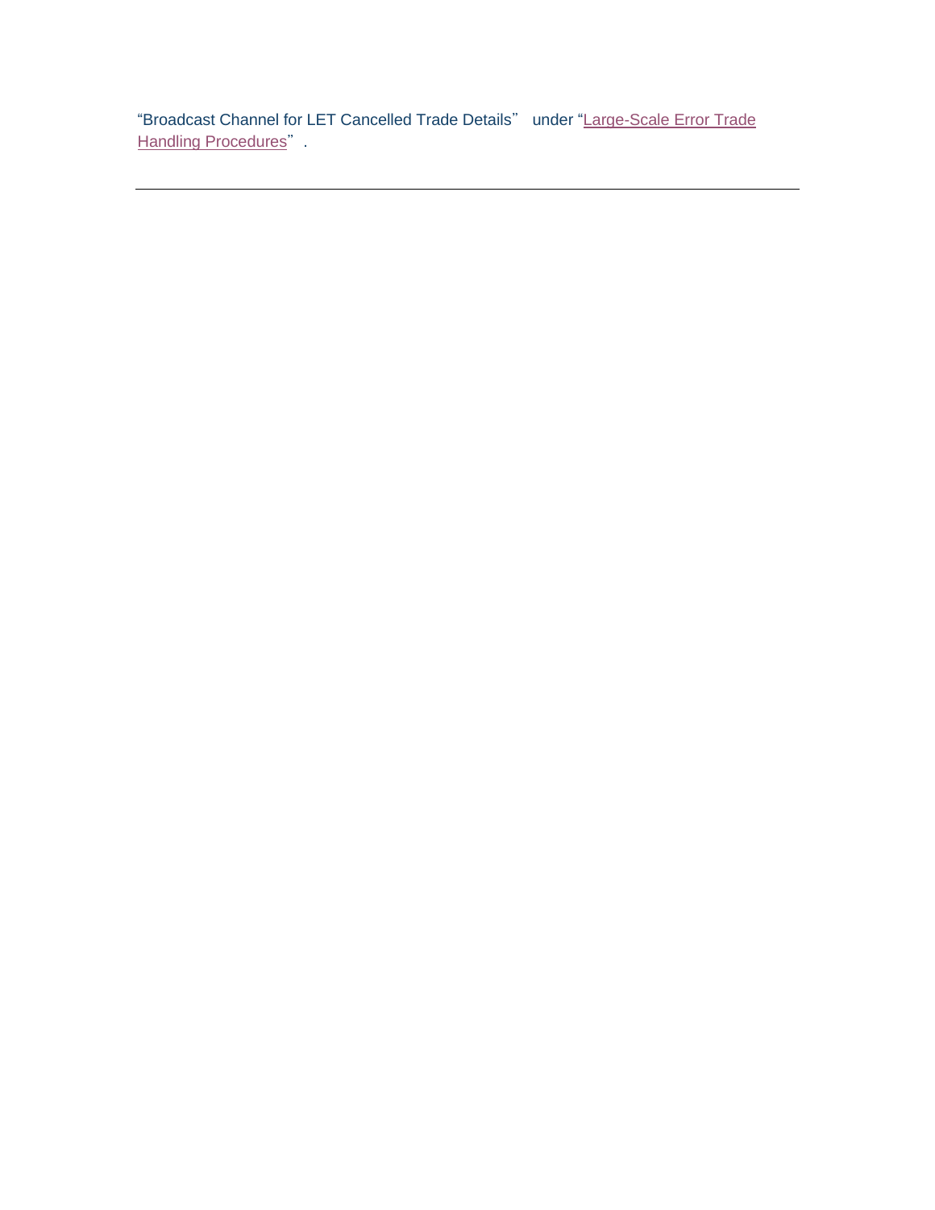"Broadcast Channel for LET Cancelled Trade Details" under "Large-Scale Error Trade Handling Procedures".

---